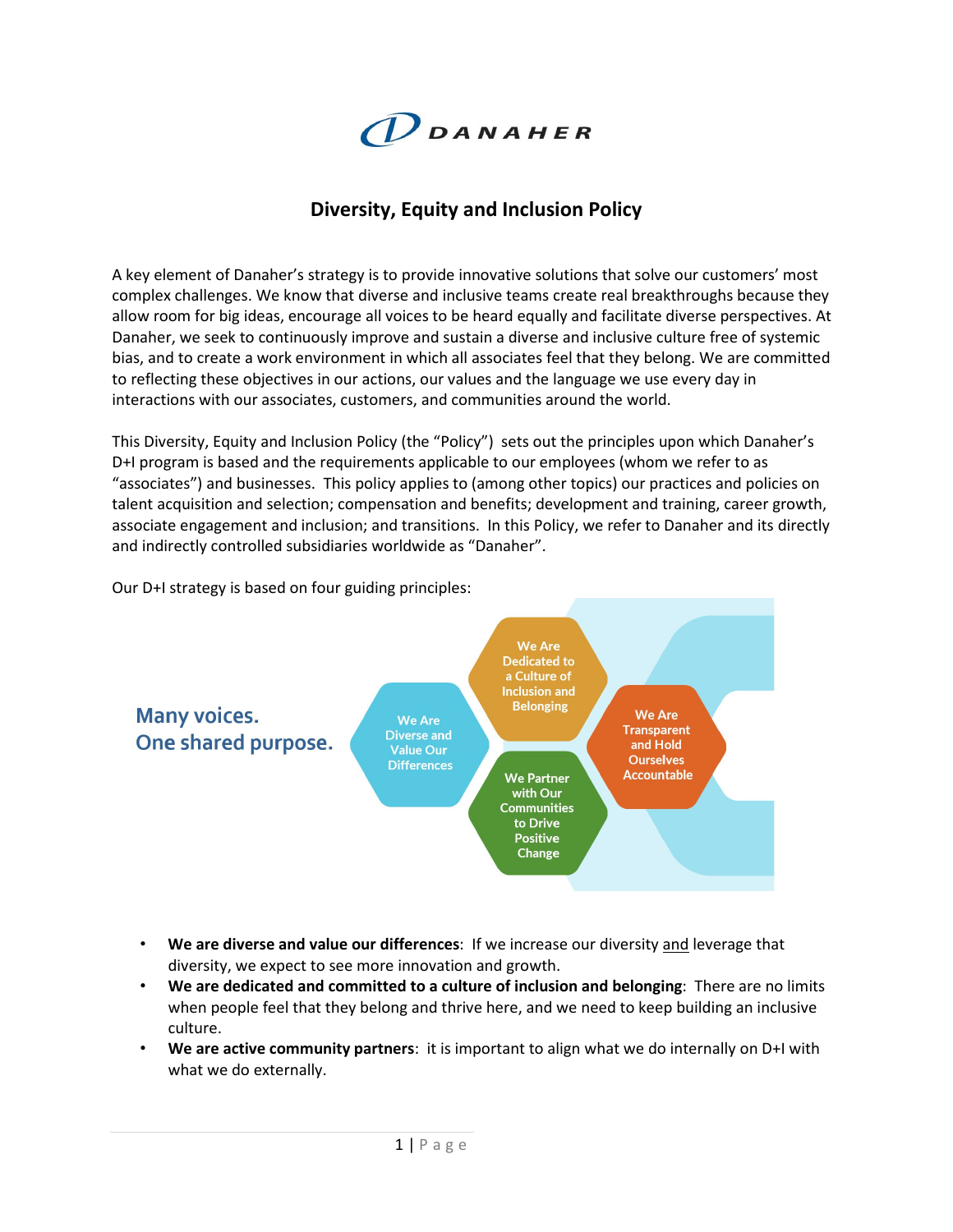DANAHER

# Diversity, Equity and Inclusion Policy

A key element of Danaher's strategy is to provide innovative solutions that solve our customers' most complex challenges. We know that diverse and inclusive teams create real breakthroughs because they allow room for big ideas, encourage all voices to be heard equally and facilitate diverse perspectives. At Danaher, we seek to continuously improve and sustain a diverse and inclusive culture free of systemic bias, and to create a work environment in which all associates feel that they belong. We are committed to reflecting these objectives in our actions, our values and the language we use every day in interactions with our associates, customers, and communities around the world.

This Diversity, Equity and Inclusion Policy (the "Policy") sets out the principles upon which Danaher's D+I program is based and the requirements applicable to our employees (whom we refer to as "associates") and businesses. This policy applies to (among other topics) our practices and policies on talent acquisition and selection; compensation and benefits; development and training, career growth, associate engagement and inclusion; and transitions. In this Policy, we refer to Danaher and its directly and indirectly controlled subsidiaries worldwide as "Danaher".

Our D+I strategy is based on four guiding principles:

Many voices.
One shared purpose.

We Are Diverse and Value Our Differences

We Are Dedicated to a Culture of Inclusion and Belonging

We Partner with Our Communities to Drive Positive Change

We Are Transparent and Hold Ourselves Accountable

- **We are diverse and value our differences**: If we increase our diversity and leverage that diversity, we expect to see more innovation and growth.
- **We are dedicated and committed to a culture of inclusion and belonging**: There are no limits when people feel that they belong and thrive here, and we need to keep building an inclusive culture.
- **We are active community partners**: it is important to align what we do internally on D+I with what we do externally.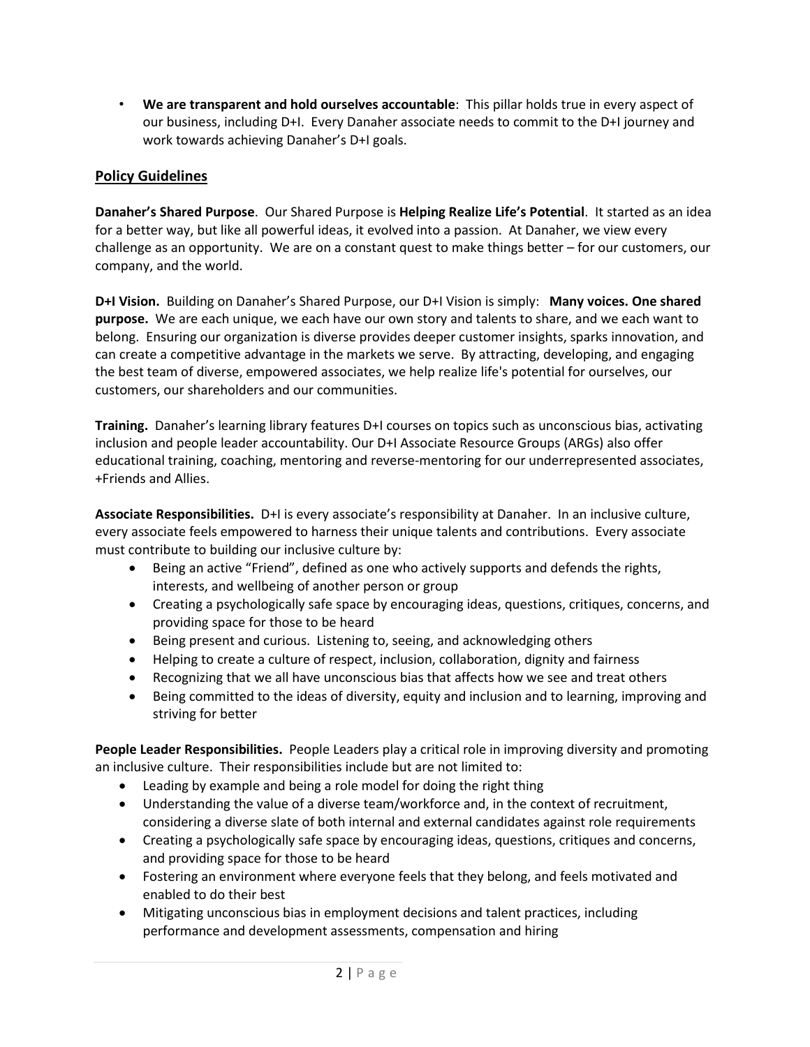- **We are transparent and hold ourselves accountable**: This pillar holds true in every aspect of our business, including D+I. Every Danaher associate needs to commit to the D+I journey and work towards achieving Danaher's D+I goals.

## Policy Guidelines

**Danaher's Shared Purpose**. Our Shared Purpose is **Helping Realize Life's Potential**. It started as an idea for a better way, but like all powerful ideas, it evolved into a passion. At Danaher, we view every challenge as an opportunity. We are on a constant quest to make things better – for our customers, our company, and the world.

**D+I Vision.** Building on Danaher's Shared Purpose, our D+I Vision is simply: **Many voices. One shared purpose.** We are each unique, we each have our own story and talents to share, and we each want to belong. Ensuring our organization is diverse provides deeper customer insights, sparks innovation, and can create a competitive advantage in the markets we serve. By attracting, developing, and engaging the best team of diverse, empowered associates, we help realize life's potential for ourselves, our customers, our shareholders and our communities.

**Training.** Danaher's learning library features D+I courses on topics such as unconscious bias, activating inclusion and people leader accountability. Our D+I Associate Resource Groups (ARGs) also offer educational training, coaching, mentoring and reverse-mentoring for our underrepresented associates, +Friends and Allies.

**Associate Responsibilities.** D+I is every associate's responsibility at Danaher. In an inclusive culture, every associate feels empowered to harness their unique talents and contributions. Every associate must contribute to building our inclusive culture by:

- Being an active "Friend", defined as one who actively supports and defends the rights, interests, and wellbeing of another person or group
- Creating a psychologically safe space by encouraging ideas, questions, critiques, concerns, and providing space for those to be heard
- Being present and curious. Listening to, seeing, and acknowledging others
- Helping to create a culture of respect, inclusion, collaboration, dignity and fairness
- Recognizing that we all have unconscious bias that affects how we see and treat others
- Being committed to the ideas of diversity, equity and inclusion and to learning, improving and striving for better

**People Leader Responsibilities.** People Leaders play a critical role in improving diversity and promoting an inclusive culture. Their responsibilities include but are not limited to:

- Leading by example and being a role model for doing the right thing
- Understanding the value of a diverse team/workforce and, in the context of recruitment, considering a diverse slate of both internal and external candidates against role requirements
- Creating a psychologically safe space by encouraging ideas, questions, critiques and concerns, and providing space for those to be heard
- Fostering an environment where everyone feels that they belong, and feels motivated and enabled to do their best
- Mitigating unconscious bias in employment decisions and talent practices, including performance and development assessments, compensation and hiring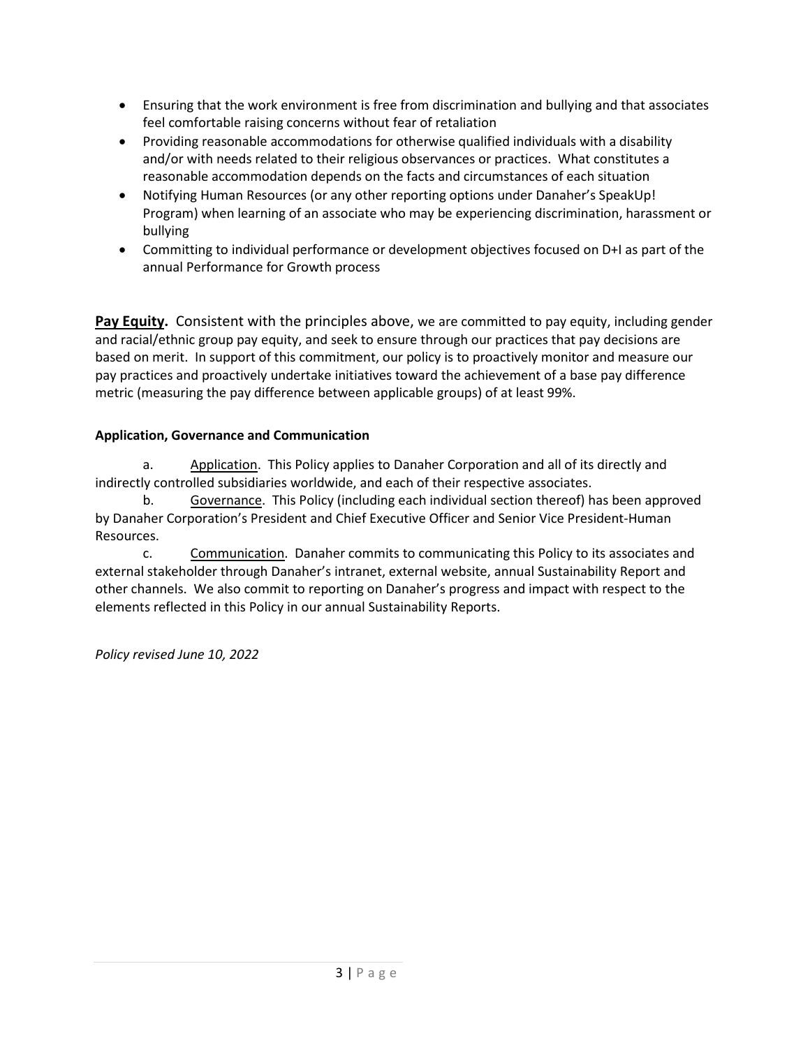- Ensuring that the work environment is free from discrimination and bullying and that associates feel comfortable raising concerns without fear of retaliation
- Providing reasonable accommodations for otherwise qualified individuals with a disability and/or with needs related to their religious observances or practices. What constitutes a reasonable accommodation depends on the facts and circumstances of each situation
- Notifying Human Resources (or any other reporting options under Danaher's SpeakUp! Program) when learning of an associate who may be experiencing discrimination, harassment or bullying
- Committing to individual performance or development objectives focused on D+I as part of the annual Performance for Growth process

**Pay Equity.** Consistent with the principles above, we are committed to pay equity, including gender and racial/ethnic group pay equity, and seek to ensure through our practices that pay decisions are based on merit. In support of this commitment, our policy is to proactively monitor and measure our pay practices and proactively undertake initiatives toward the achievement of a base pay difference metric (measuring the pay difference between applicable groups) of at least 99%.

**Application, Governance and Communication**

a. Application. This Policy applies to Danaher Corporation and all of its directly and indirectly controlled subsidiaries worldwide, and each of their respective associates.

b. Governance. This Policy (including each individual section thereof) has been approved by Danaher Corporation's President and Chief Executive Officer and Senior Vice President-Human Resources.

c. Communication. Danaher commits to communicating this Policy to its associates and external stakeholder through Danaher's intranet, external website, annual Sustainability Report and other channels. We also commit to reporting on Danaher's progress and impact with respect to the elements reflected in this Policy in our annual Sustainability Reports.

*Policy revised June 10, 2022*